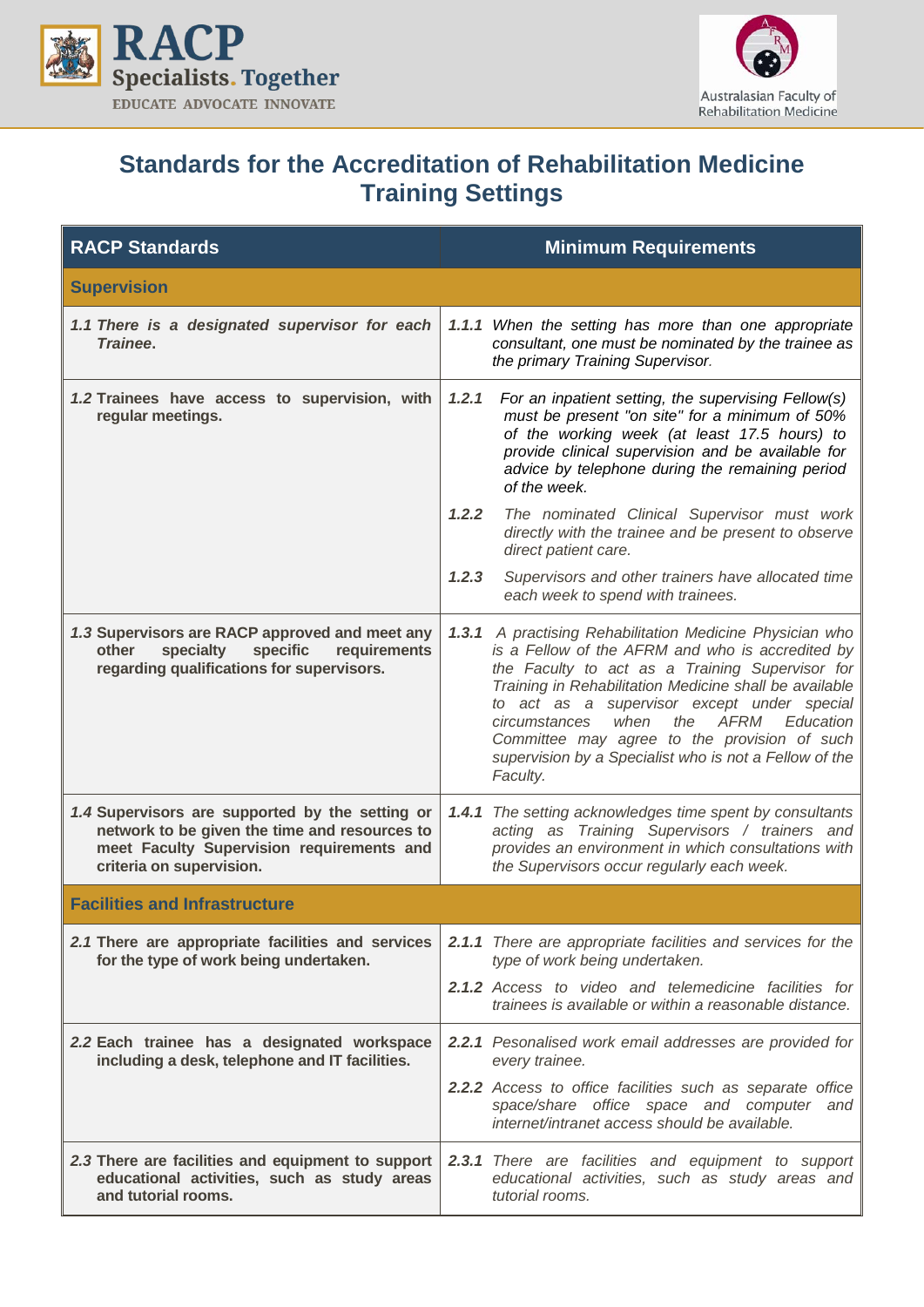# Standards for the Accreditation of Rehabilitation Medicine Training Settings

| RACP Standards | Minimum Requirements |
|---|---|
| **Supervision** | |
| ***1.1*** ***There is a designated supervisor for each Trainee.*** | ***1.1.1*** *When the setting has more than one appropriate consultant, one must be nominated by the trainee as the primary Training Supervisor.* |
| ***1.2*** **Trainees have access to supervision, with regular meetings.** | ***1.2.1*** *For an inpatient setting, the supervising Fellow(s) must be present "on site" for a minimum of 50% of the working week (at least 17.5 hours) to provide clinical supervision and be available for advice by telephone during the remaining period of the week.* <br><br> ***1.2.2*** *The nominated Clinical Supervisor must work directly with the trainee and be present to observe direct patient care.* <br><br> ***1.2.3*** *Supervisors and other trainers have allocated time each week to spend with trainees.* |
| ***1.3*** **Supervisors are RACP approved and meet any other specialty specific requirements regarding qualifications for supervisors.** | ***1.3.1*** *A practising Rehabilitation Medicine Physician who is a Fellow of the AFRM and who is accredited by the Faculty to act as a Training Supervisor for Training in Rehabilitation Medicine shall be available to act as a supervisor except under special circumstances when the AFRM Education Committee may agree to the provision of such supervision by a Specialist who is not a Fellow of the Faculty.* |
| ***1.4*** **Supervisors are supported by the setting or network to be given the time and resources to meet Faculty Supervision requirements and criteria on supervision.** | ***1.4.1*** *The setting acknowledges time spent by consultants acting as Training Supervisors / trainers and provides an environment in which consultations with the Supervisors occur regularly each week.* |
| **Facilities and Infrastructure** | |
| ***2.1*** **There are appropriate facilities and services for the type of work being undertaken.** | ***2.1.1*** *There are appropriate facilities and services for the type of work being undertaken.* <br><br> ***2.1.2*** *Access to video and telemedicine facilities for trainees is available or within a reasonable distance.* |
| ***2.2*** **Each trainee has a designated workspace including a desk, telephone and IT facilities.** | ***2.2.1*** *Pesonalised work email addresses are provided for every trainee.* <br><br> ***2.2.2*** *Access to office facilities such as separate office space/share office space and computer and internet/intranet access should be available.* |
| ***2.3*** **There are facilities and equipment to support educational activities, such as study areas and tutorial rooms.** | ***2.3.1*** *There are facilities and equipment to support educational activities, such as study areas and tutorial rooms.* |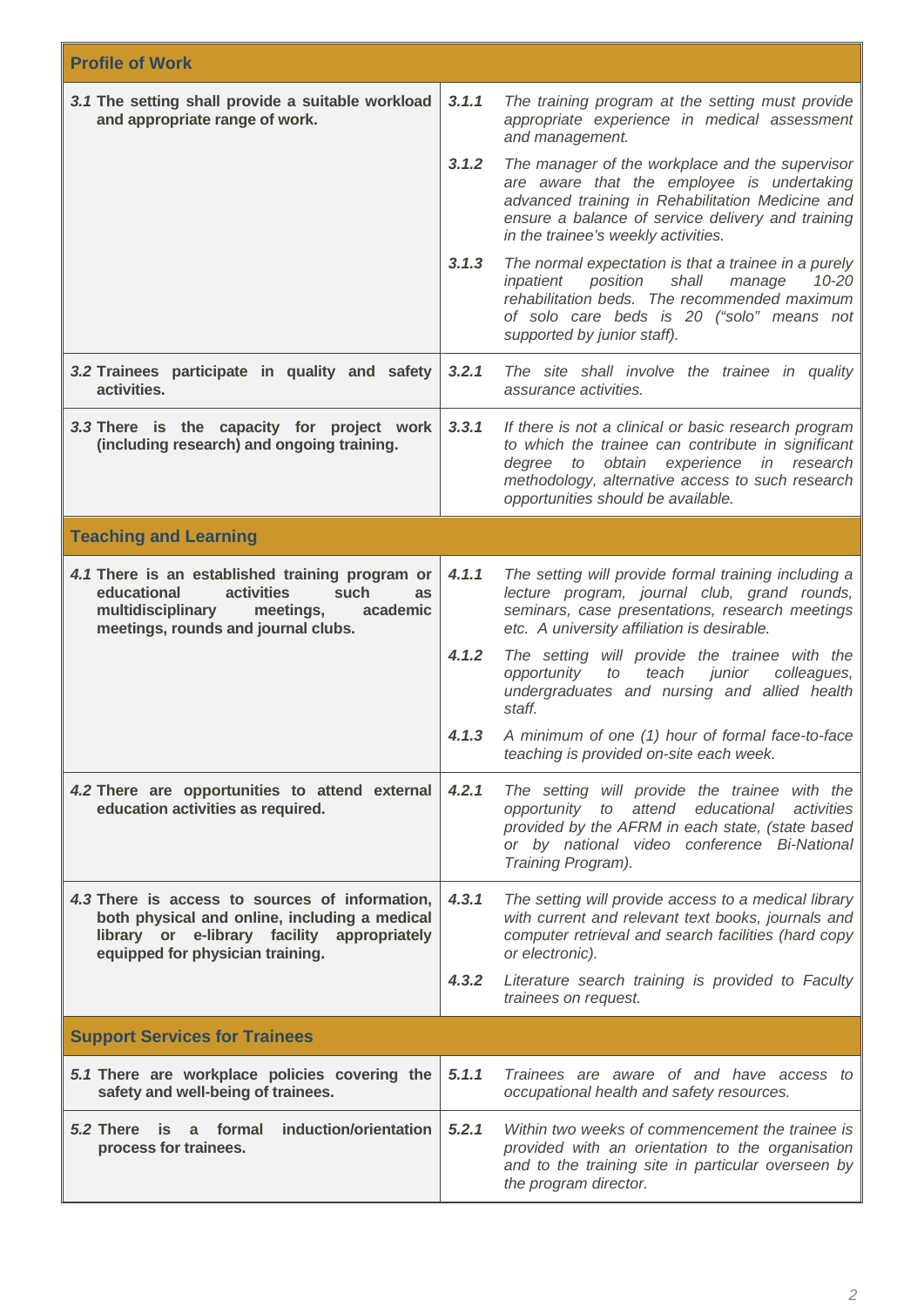| Profile of Work | | |
|---|---|---|
| ***3.1*** **The setting shall provide a suitable workload and appropriate range of work.** | ***3.1.1*** | *The training program at the setting must provide appropriate experience in medical assessment and management.* |
| | ***3.1.2*** | *The manager of the workplace and the supervisor are aware that the employee is undertaking advanced training in Rehabilitation Medicine and ensure a balance of service delivery and training in the trainee's weekly activities.* |
| | ***3.1.3*** | *The normal expectation is that a trainee in a purely inpatient position shall manage 10-20 rehabilitation beds. The recommended maximum of solo care beds is 20 ("solo" means not supported by junior staff).* |
| ***3.2*** **Trainees participate in quality and safety activities.** | ***3.2.1*** | *The site shall involve the trainee in quality assurance activities.* |
| ***3.3*** **There is the capacity for project work (including research) and ongoing training.** | ***3.3.1*** | *If there is not a clinical or basic research program to which the trainee can contribute in significant degree to obtain experience in research methodology, alternative access to such research opportunities should be available.* |
| **Teaching and Learning** | | |
| ***4.1*** **There is an established training program or educational activities such as multidisciplinary meetings, academic meetings, rounds and journal clubs.** | ***4.1.1*** | *The setting will provide formal training including a lecture program, journal club, grand rounds, seminars, case presentations, research meetings etc. A university affiliation is desirable.* |
| | ***4.1.2*** | *The setting will provide the trainee with the opportunity to teach junior colleagues, undergraduates and nursing and allied health staff.* |
| | ***4.1.3*** | *A minimum of one (1) hour of formal face-to-face teaching is provided on-site each week.* |
| ***4.2*** **There are opportunities to attend external education activities as required.** | ***4.2.1*** | *The setting will provide the trainee with the opportunity to attend educational activities provided by the AFRM in each state, (state based or by national video conference Bi-National Training Program).* |
| ***4.3*** **There is access to sources of information, both physical and online, including a medical library or e-library facility appropriately equipped for physician training.** | ***4.3.1*** | *The setting will provide access to a medical library with current and relevant text books, journals and computer retrieval and search facilities (hard copy or electronic).* |
| | ***4.3.2*** | *Literature search training is provided to Faculty trainees on request.* |
| **Support Services for Trainees** | | |
| ***5.1*** **There are workplace policies covering the safety and well-being of trainees.** | ***5.1.1*** | *Trainees are aware of and have access to occupational health and safety resources.* |
| ***5.2*** **There is a formal induction/orientation process for trainees.** | ***5.2.1*** | *Within two weeks of commencement the trainee is provided with an orientation to the organisation and to the training site in particular overseen by the program director.* |